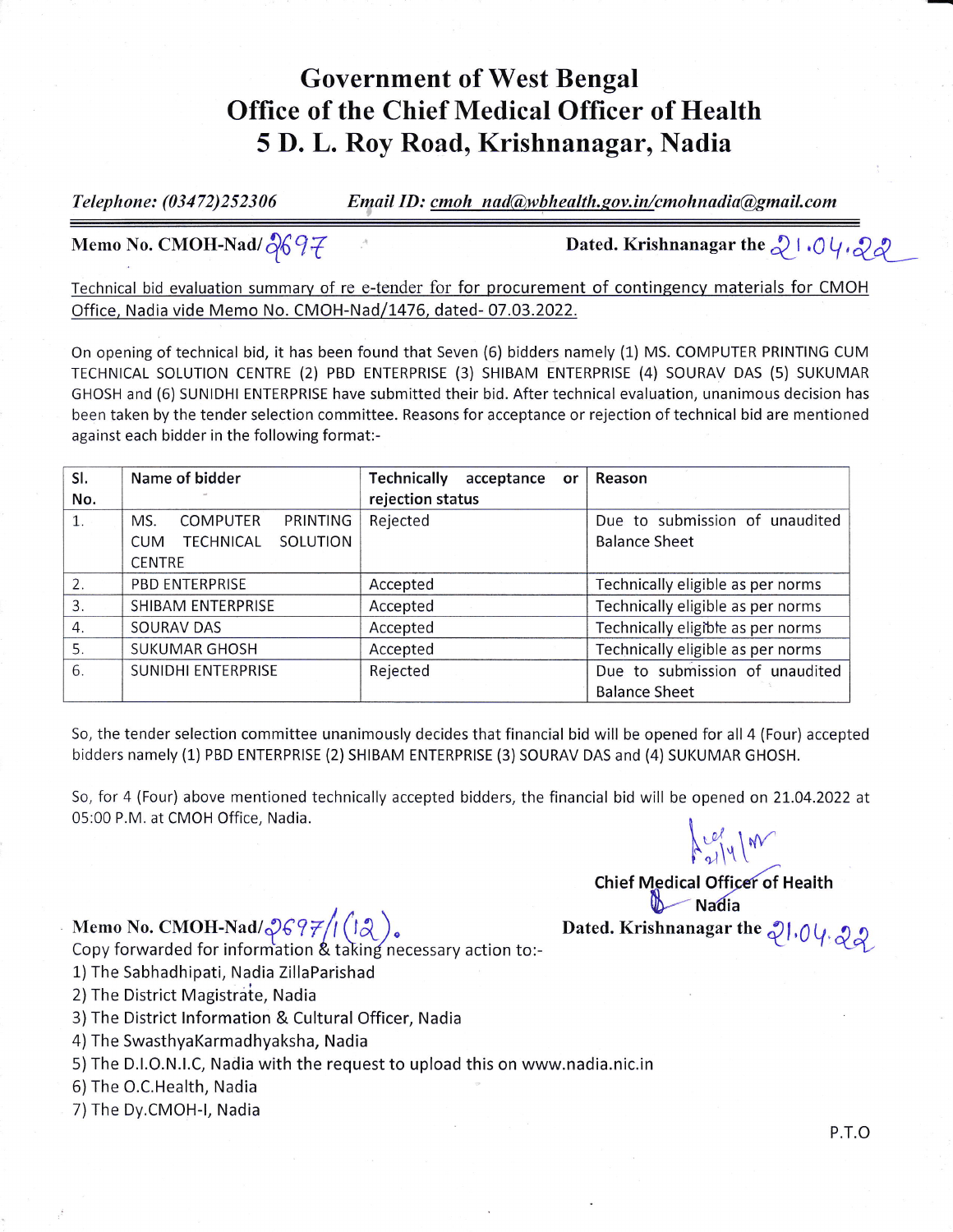# Government of West Bengal
# Office of the Chief Medical Officer of Health
# 5 D. L. Roy Road, Krishnanagar, Nadia

*Telephone: (03472)252306* *Email ID: cmoh_nad@wbhealth.gov.in/cmohnadia@gmail.com*

---

**Memo No. CMOH-Nad/2697** **Dated. Krishnanagar the 21.04.22**

Technical bid evaluation summary of re e-tender for for procurement of contingency materials for CMOH Office, Nadia vide Memo No. CMOH-Nad/1476, dated- 07.03.2022.

On opening of technical bid, it has been found that Seven (6) bidders namely (1) MS. COMPUTER PRINTING CUM TECHNICAL SOLUTION CENTRE (2) PBD ENTERPRISE (3) SHIBAM ENTERPRISE (4) SOURAV DAS (5) SUKUMAR GHOSH and (6) SUNIDHI ENTERPRISE have submitted their bid. After technical evaluation, unanimous decision has been taken by the tender selection committee. Reasons for acceptance or rejection of technical bid are mentioned against each bidder in the following format:-

| Sl. No. | Name of bidder | Technically acceptance or rejection status | Reason |
|---|---|---|---|
| 1. | MS. COMPUTER PRINTING CUM TECHNICAL SOLUTION CENTRE | Rejected | Due to submission of unaudited Balance Sheet |
| 2. | PBD ENTERPRISE | Accepted | Technically eligible as per norms |
| 3. | SHIBAM ENTERPRISE | Accepted | Technically eligible as per norms |
| 4. | SOURAV DAS | Accepted | Technically eligible as per norms |
| 5. | SUKUMAR GHOSH | Accepted | Technically eligible as per norms |
| 6. | SUNIDHI ENTERPRISE | Rejected | Due to submission of unaudited Balance Sheet |

So, the tender selection committee unanimously decides that financial bid will be opened for all 4 (Four) accepted bidders namely (1) PBD ENTERPRISE (2) SHIBAM ENTERPRISE (3) SOURAV DAS and (4) SUKUMAR GHOSH.

So, for 4 (Four) above mentioned technically accepted bidders, the financial bid will be opened on 21.04.2022 at 05:00 P.M. at CMOH Office, Nadia.

Chief Medical Officer of Health
Nadia

**Memo No. CMOH-Nad/2697/1(12).** **Dated. Krishnanagar the 21.04.22**

Copy forwarded for information & taking necessary action to:-

1) The Sabhadhipati, Nadia ZillaParishad
2) The District Magistrate, Nadia
3) The District Information & Cultural Officer, Nadia
4) The SwasthyaKarmadhyaksha, Nadia
5) The D.I.O.N.I.C, Nadia with the request to upload this on www.nadia.nic.in
6) The O.C.Health, Nadia
7) The Dy.CMOH-I, Nadia

P.T.O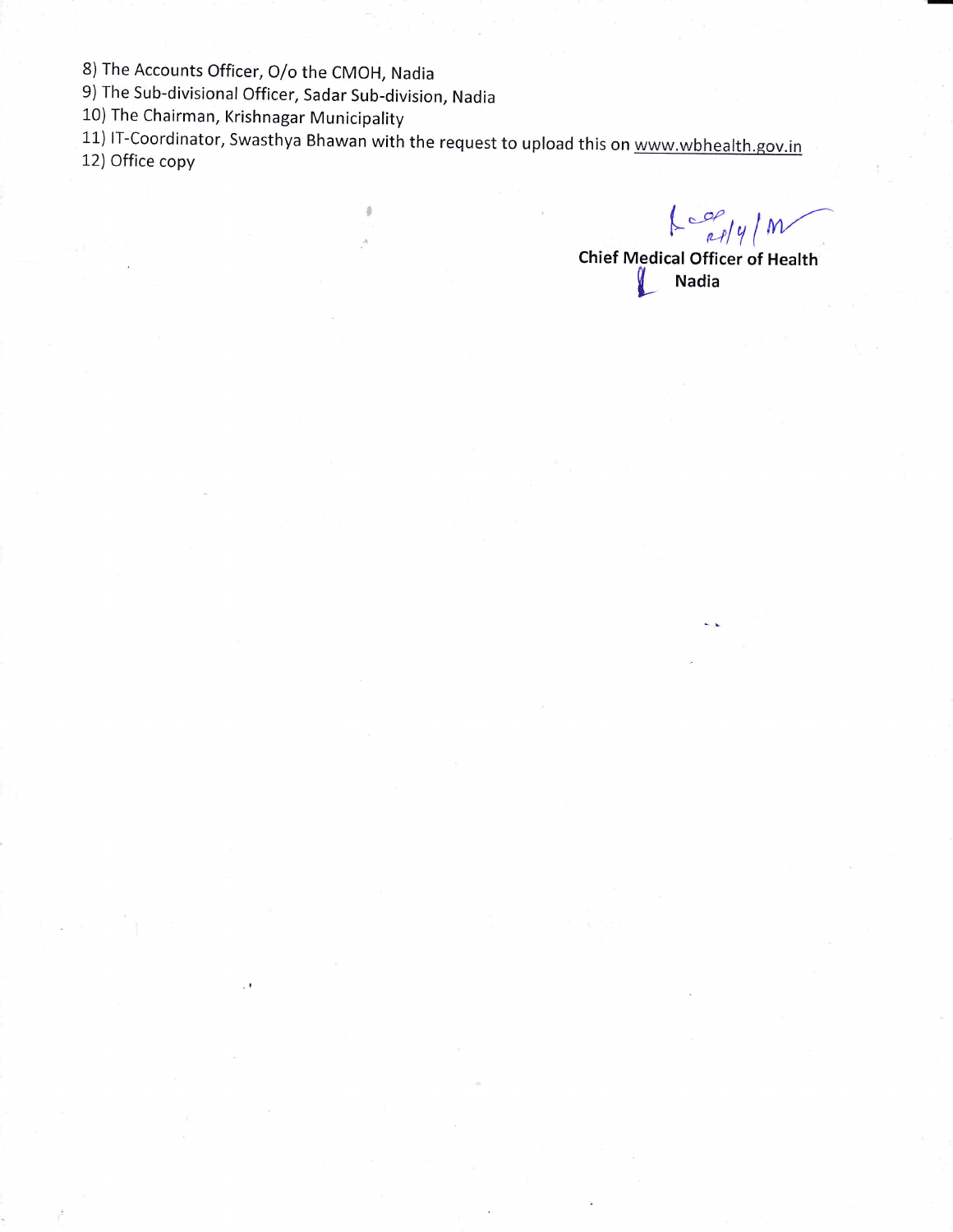8) The Accounts Officer, O/o the CMOH, Nadia
9) The Sub-divisional Officer, Sadar Sub-division, Nadia
10) The Chairman, Krishnagar Municipality
11) IT-Coordinator, Swasthya Bhawan with the request to upload this on www.wbhealth.gov.in
12) Office copy

**Chief Medical Officer of Health**
**Nadia**